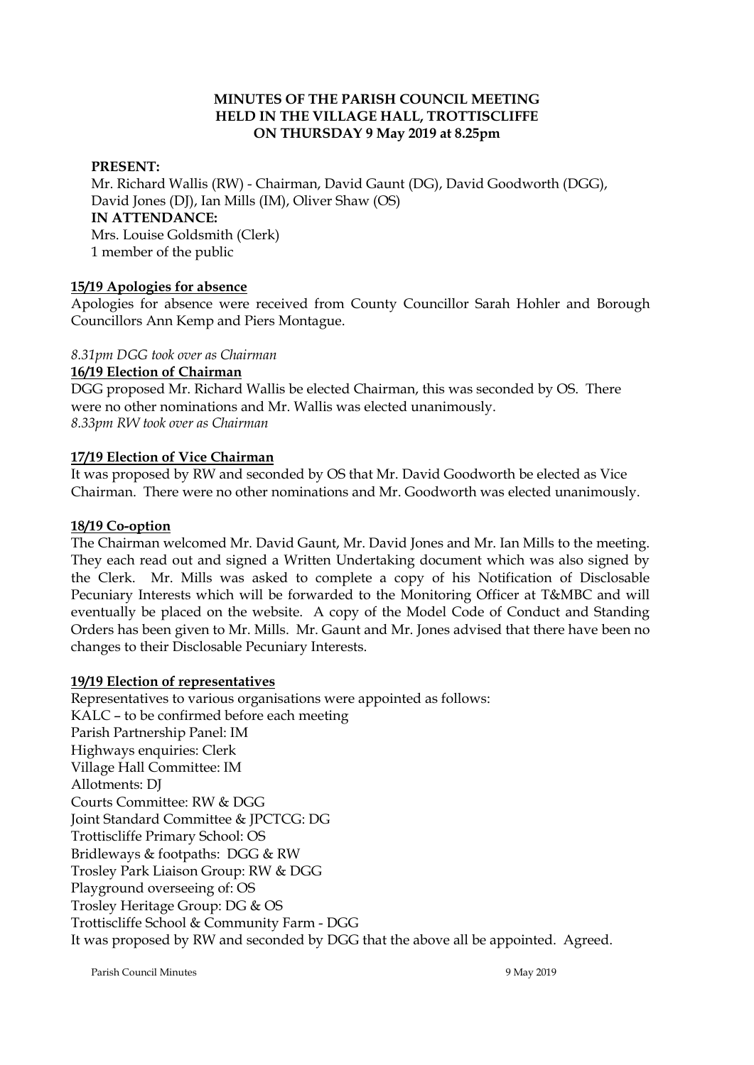**MINUTES OF THE PARISH COUNCIL MEETING**
**HELD IN THE VILLAGE HALL, TROTTISCLIFFE**
**ON THURSDAY 9 May 2019 at 8.25pm**

**PRESENT:**
Mr. Richard Wallis (RW) - Chairman, David Gaunt (DG), David Goodworth (DGG), David Jones (DJ), Ian Mills (IM), Oliver Shaw (OS)
**IN ATTENDANCE:**
Mrs. Louise Goldsmith (Clerk)
1 member of the public

**15/19 Apologies for absence**

Apologies for absence were received from County Councillor Sarah Hohler and Borough Councillors Ann Kemp and Piers Montague.

*8.31pm DGG took over as Chairman*

**16/19 Election of Chairman**

DGG proposed Mr. Richard Wallis be elected Chairman, this was seconded by OS. There were no other nominations and Mr. Wallis was elected unanimously.
*8.33pm RW took over as Chairman*

**17/19 Election of Vice Chairman**

It was proposed by RW and seconded by OS that Mr. David Goodworth be elected as Vice Chairman. There were no other nominations and Mr. Goodworth was elected unanimously.

**18/19 Co-option**

The Chairman welcomed Mr. David Gaunt, Mr. David Jones and Mr. Ian Mills to the meeting. They each read out and signed a Written Undertaking document which was also signed by the Clerk. Mr. Mills was asked to complete a copy of his Notification of Disclosable Pecuniary Interests which will be forwarded to the Monitoring Officer at T&MBC and will eventually be placed on the website. A copy of the Model Code of Conduct and Standing Orders has been given to Mr. Mills. Mr. Gaunt and Mr. Jones advised that there have been no changes to their Disclosable Pecuniary Interests.

**19/19 Election of representatives**

Representatives to various organisations were appointed as follows:
KALC – to be confirmed before each meeting
Parish Partnership Panel: IM
Highways enquiries: Clerk
Village Hall Committee: IM
Allotments: DJ
Courts Committee: RW & DGG
Joint Standard Committee & JPCTCG: DG
Trottiscliffe Primary School: OS
Bridleways & footpaths: DGG & RW
Trosley Park Liaison Group: RW & DGG
Playground overseeing of: OS
Trosley Heritage Group: DG & OS
Trottiscliffe School & Community Farm - DGG
It was proposed by RW and seconded by DGG that the above all be appointed. Agreed.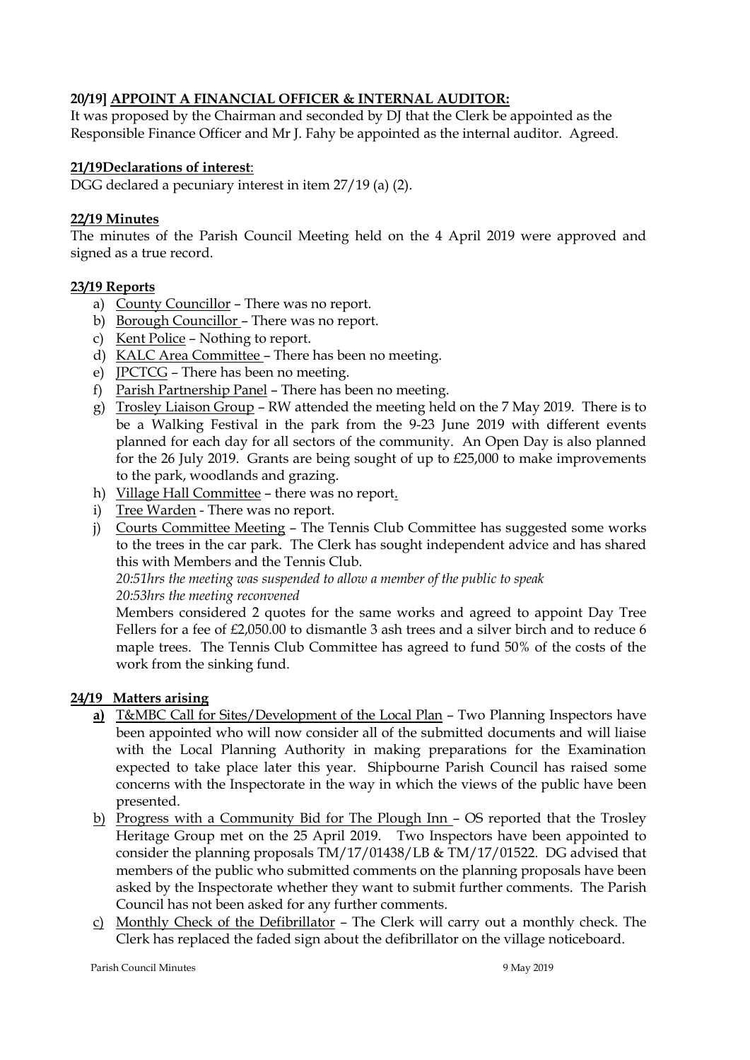**20/19] APPOINT A FINANCIAL OFFICER & INTERNAL AUDITOR:**

It was proposed by the Chairman and seconded by DJ that the Clerk be appointed as the Responsible Finance Officer and Mr J. Fahy be appointed as the internal auditor. Agreed.

**21/19Declarations of interest**:

DGG declared a pecuniary interest in item 27/19 (a) (2).

**22/19 Minutes**

The minutes of the Parish Council Meeting held on the 4 April 2019 were approved and signed as a true record.

**23/19 Reports**

a) County Councillor – There was no report.
b) Borough Councillor – There was no report.
c) Kent Police – Nothing to report.
d) KALC Area Committee – There has been no meeting.
e) JPCTCG – There has been no meeting.
f) Parish Partnership Panel – There has been no meeting.
g) Trosley Liaison Group – RW attended the meeting held on the 7 May 2019. There is to be a Walking Festival in the park from the 9-23 June 2019 with different events planned for each day for all sectors of the community. An Open Day is also planned for the 26 July 2019. Grants are being sought of up to £25,000 to make improvements to the park, woodlands and grazing.
h) Village Hall Committee – there was no report.
i) Tree Warden - There was no report.
j) Courts Committee Meeting – The Tennis Club Committee has suggested some works to the trees in the car park. The Clerk has sought independent advice and has shared this with Members and the Tennis Club.

   *20:51hrs the meeting was suspended to allow a member of the public to speak*
   *20:53hrs the meeting reconvened*

   Members considered 2 quotes for the same works and agreed to appoint Day Tree Fellers for a fee of £2,050.00 to dismantle 3 ash trees and a silver birch and to reduce 6 maple trees. The Tennis Club Committee has agreed to fund 50% of the costs of the work from the sinking fund.

**24/19 Matters arising**

**a)** T&MBC Call for Sites/Development of the Local Plan – Two Planning Inspectors have been appointed who will now consider all of the submitted documents and will liaise with the Local Planning Authority in making preparations for the Examination expected to take place later this year. Shipbourne Parish Council has raised some concerns with the Inspectorate in the way in which the views of the public have been presented.

b) Progress with a Community Bid for The Plough Inn – OS reported that the Trosley Heritage Group met on the 25 April 2019. Two Inspectors have been appointed to consider the planning proposals TM/17/01438/LB & TM/17/01522. DG advised that members of the public who submitted comments on the planning proposals have been asked by the Inspectorate whether they want to submit further comments. The Parish Council has not been asked for any further comments.

c) Monthly Check of the Defibrillator – The Clerk will carry out a monthly check. The Clerk has replaced the faded sign about the defibrillator on the village noticeboard.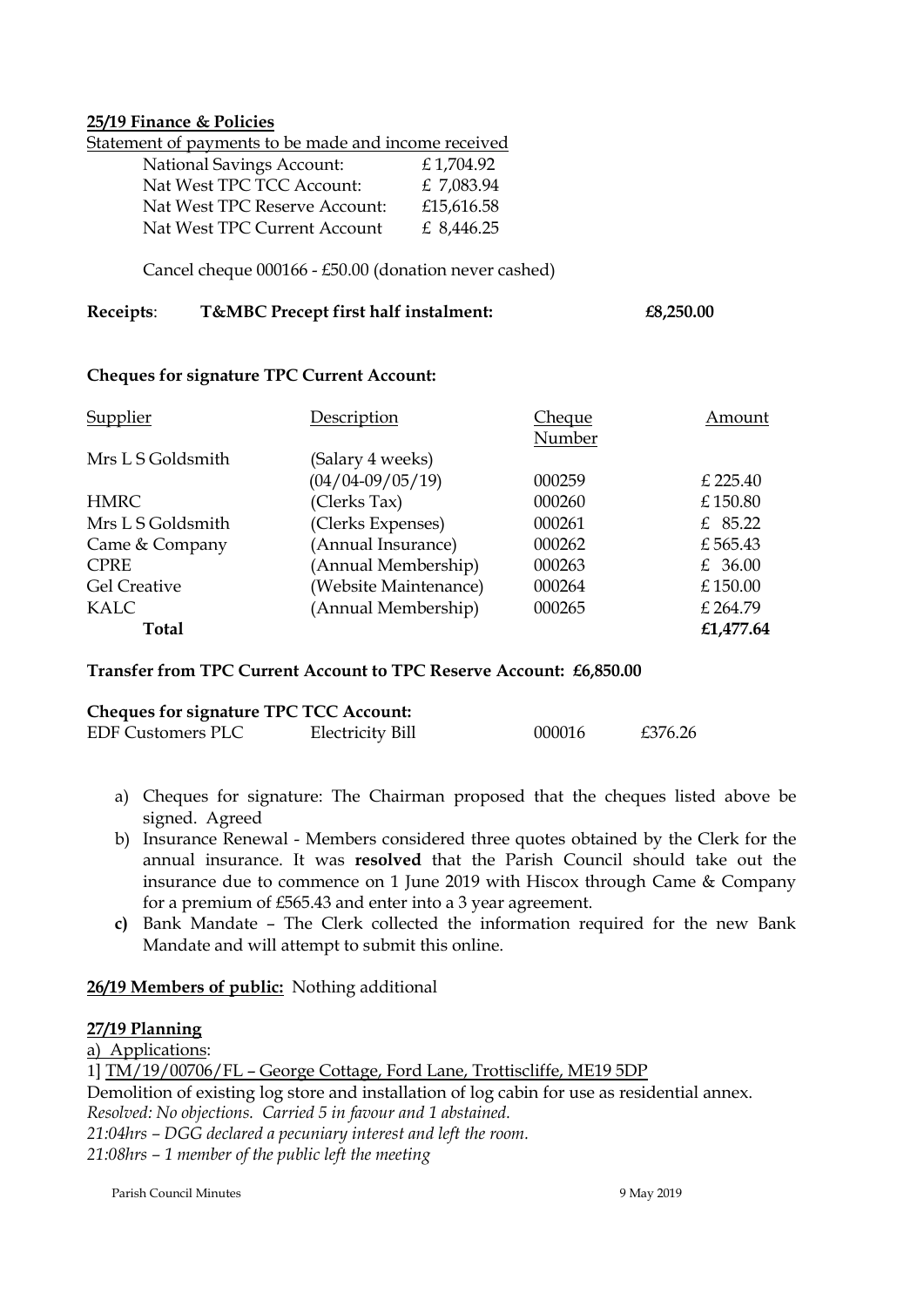**25/19 Finance & Policies**

Statement of payments to be made and income received

| | |
|---|---|
| National Savings Account: | £ 1,704.92 |
| Nat West TPC TCC Account: | £ 7,083.94 |
| Nat West TPC Reserve Account: | £15,616.58 |
| Nat West TPC Current Account | £ 8,446.25 |

Cancel cheque 000166 - £50.00 (donation never cashed)

**Receipts**: **T&MBC Precept first half instalment:** **£8,250.00**

**Cheques for signature TPC Current Account:**

| Supplier | Description | Cheque Number | Amount |
|---|---|---|---|
| Mrs L S Goldsmith | (Salary 4 weeks) (04/04-09/05/19) | 000259 | £ 225.40 |
| HMRC | (Clerks Tax) | 000260 | £ 150.80 |
| Mrs L S Goldsmith | (Clerks Expenses) | 000261 | £ 85.22 |
| Came & Company | (Annual Insurance) | 000262 | £ 565.43 |
| CPRE | (Annual Membership) | 000263 | £ 36.00 |
| Gel Creative | (Website Maintenance) | 000264 | £ 150.00 |
| KALC | (Annual Membership) | 000265 | £ 264.79 |
| **Total** | | | **£1,477.64** |

**Transfer from TPC Current Account to TPC Reserve Account: £6,850.00**

**Cheques for signature TPC TCC Account:**

| | | | |
|---|---|---|---|
| EDF Customers PLC | Electricity Bill | 000016 | £376.26 |

a) Cheques for signature: The Chairman proposed that the cheques listed above be signed. Agreed
b) Insurance Renewal - Members considered three quotes obtained by the Clerk for the annual insurance. It was **resolved** that the Parish Council should take out the insurance due to commence on 1 June 2019 with Hiscox through Came & Company for a premium of £565.43 and enter into a 3 year agreement.
**c)** Bank Mandate – The Clerk collected the information required for the new Bank Mandate and will attempt to submit this online.

**26/19 Members of public:** Nothing additional

**27/19 Planning**

a) Applications:

1] TM/19/00706/FL – George Cottage, Ford Lane, Trottiscliffe, ME19 5DP

Demolition of existing log store and installation of log cabin for use as residential annex.

*Resolved: No objections. Carried 5 in favour and 1 abstained.*

*21:04hrs – DGG declared a pecuniary interest and left the room.*

*21:08hrs – 1 member of the public left the meeting*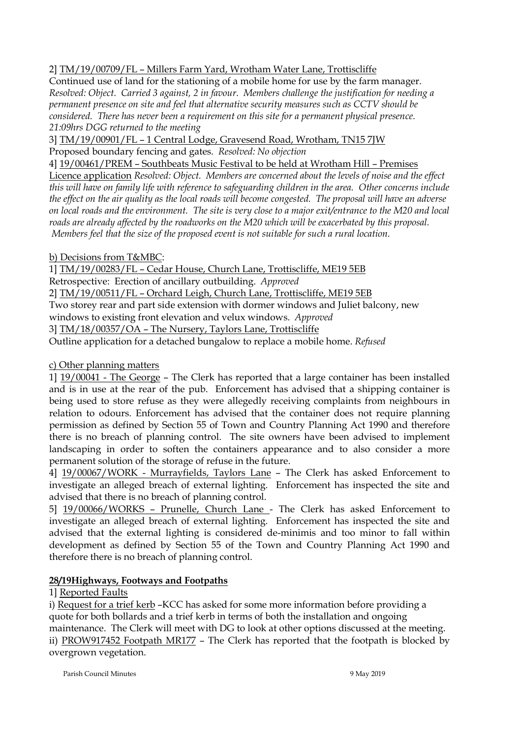2] TM/19/00709/FL – Millers Farm Yard, Wrotham Water Lane, Trottiscliffe

Continued use of land for the stationing of a mobile home for use by the farm manager. *Resolved: Object. Carried 3 against, 2 in favour. Members challenge the justification for needing a permanent presence on site and feel that alternative security measures such as CCTV should be considered. There has never been a requirement on this site for a permanent physical presence.*
*21:09hrs DGG returned to the meeting*

3] TM/19/00901/FL – 1 Central Lodge, Gravesend Road, Wrotham, TN15 7JW

Proposed boundary fencing and gates. *Resolved: No objection*

4] 19/00461/PREM – Southbeats Music Festival to be held at Wrotham Hill – Premises Licence application *Resolved: Object. Members are concerned about the levels of noise and the effect this will have on family life with reference to safeguarding children in the area. Other concerns include the effect on the air quality as the local roads will become congested. The proposal will have an adverse on local roads and the environment. The site is very close to a major exit/entrance to the M20 and local roads are already affected by the roadworks on the M20 which will be exacerbated by this proposal. Members feel that the size of the proposed event is not suitable for such a rural location.*

b) Decisions from T&MBC:

1] TM/19/00283/FL – Cedar House, Church Lane, Trottiscliffe, ME19 5EB

Retrospective: Erection of ancillary outbuilding. *Approved*

2] TM/19/00511/FL – Orchard Leigh, Church Lane, Trottiscliffe, ME19 5EB

Two storey rear and part side extension with dormer windows and Juliet balcony, new windows to existing front elevation and velux windows. *Approved*

3] TM/18/00357/OA – The Nursery, Taylors Lane, Trottiscliffe

Outline application for a detached bungalow to replace a mobile home. *Refused*

c) Other planning matters

1] 19/00041 - The George – The Clerk has reported that a large container has been installed and is in use at the rear of the pub. Enforcement has advised that a shipping container is being used to store refuse as they were allegedly receiving complaints from neighbours in relation to odours. Enforcement has advised that the container does not require planning permission as defined by Section 55 of Town and Country Planning Act 1990 and therefore there is no breach of planning control. The site owners have been advised to implement landscaping in order to soften the containers appearance and to also consider a more permanent solution of the storage of refuse in the future.

4] 19/00067/WORK - Murrayfields, Taylors Lane – The Clerk has asked Enforcement to investigate an alleged breach of external lighting. Enforcement has inspected the site and advised that there is no breach of planning control.

5] 19/00066/WORKS – Prunelle, Church Lane - The Clerk has asked Enforcement to investigate an alleged breach of external lighting. Enforcement has inspected the site and advised that the external lighting is considered de-minimis and too minor to fall within development as defined by Section 55 of the Town and Country Planning Act 1990 and therefore there is no breach of planning control.

**28/19Highways, Footways and Footpaths**

1] Reported Faults

i) Request for a trief kerb –KCC has asked for some more information before providing a quote for both bollards and a trief kerb in terms of both the installation and ongoing maintenance. The Clerk will meet with DG to look at other options discussed at the meeting.

ii) PROW917452 Footpath MR177 – The Clerk has reported that the footpath is blocked by overgrown vegetation.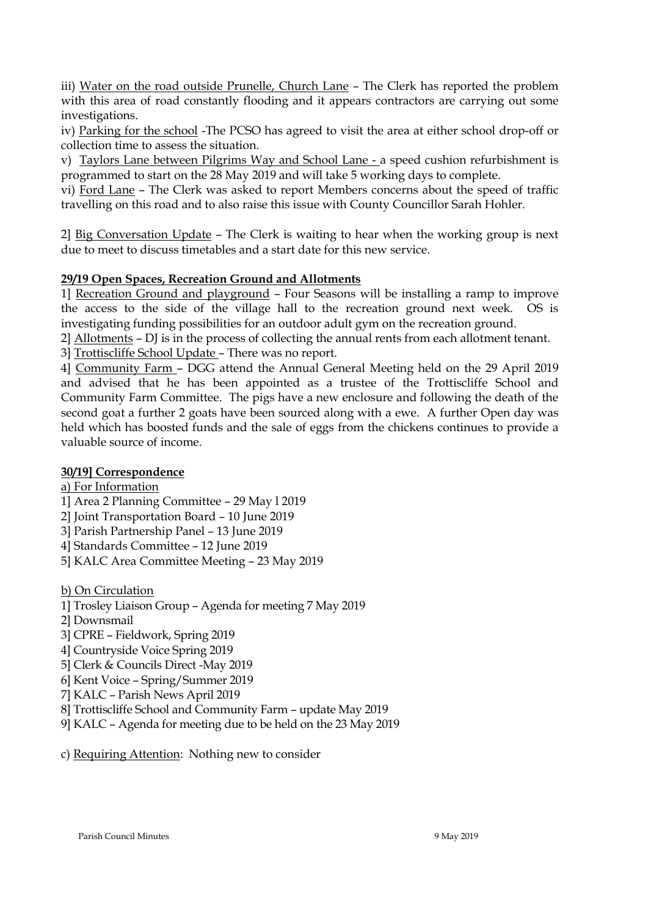iii) Water on the road outside Prunelle, Church Lane – The Clerk has reported the problem with this area of road constantly flooding and it appears contractors are carrying out some investigations.

iv) Parking for the school -The PCSO has agreed to visit the area at either school drop-off or collection time to assess the situation.

v) Taylors Lane between Pilgrims Way and School Lane - a speed cushion refurbishment is programmed to start on the 28 May 2019 and will take 5 working days to complete.

vi) Ford Lane – The Clerk was asked to report Members concerns about the speed of traffic travelling on this road and to also raise this issue with County Councillor Sarah Hohler.

2] Big Conversation Update – The Clerk is waiting to hear when the working group is next due to meet to discuss timetables and a start date for this new service.

**29/19 Open Spaces, Recreation Ground and Allotments**

1] Recreation Ground and playground – Four Seasons will be installing a ramp to improve the access to the side of the village hall to the recreation ground next week. OS is investigating funding possibilities for an outdoor adult gym on the recreation ground.

2] Allotments – DJ is in the process of collecting the annual rents from each allotment tenant.

3] Trottiscliffe School Update – There was no report.

4] Community Farm – DGG attend the Annual General Meeting held on the 29 April 2019 and advised that he has been appointed as a trustee of the Trottiscliffe School and Community Farm Committee. The pigs have a new enclosure and following the death of the second goat a further 2 goats have been sourced along with a ewe. A further Open day was held which has boosted funds and the sale of eggs from the chickens continues to provide a valuable source of income.

**30/19] Correspondence**

a) For Information

1] Area 2 Planning Committee – 29 May l 2019
2] Joint Transportation Board – 10 June 2019
3] Parish Partnership Panel – 13 June 2019
4] Standards Committee – 12 June 2019
5] KALC Area Committee Meeting – 23 May 2019

b) On Circulation

1] Trosley Liaison Group – Agenda for meeting 7 May 2019
2] Downsmail
3] CPRE – Fieldwork, Spring 2019
4] Countryside Voice Spring 2019
5] Clerk & Councils Direct -May 2019
6] Kent Voice – Spring/Summer 2019
7] KALC – Parish News April 2019
8] Trottiscliffe School and Community Farm – update May 2019
9] KALC – Agenda for meeting due to be held on the 23 May 2019

c) Requiring Attention: Nothing new to consider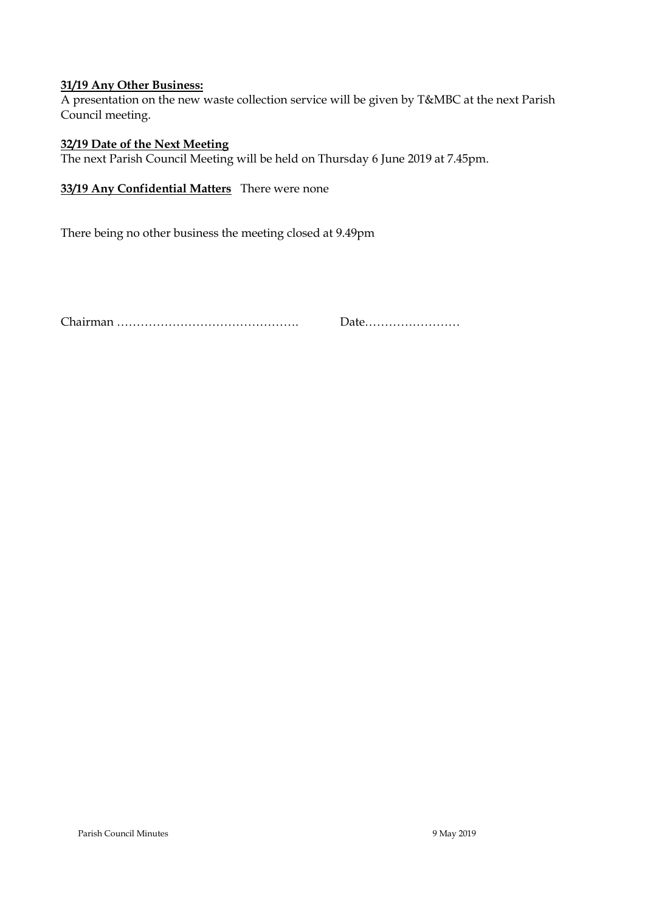**31/19 Any Other Business:**
A presentation on the new waste collection service will be given by T&MBC at the next Parish Council meeting.

**32/19 Date of the Next Meeting**
The next Parish Council Meeting will be held on Thursday 6 June 2019 at 7.45pm.

**33/19 Any Confidential Matters** There were none

There being no other business the meeting closed at 9.49pm

Chairman ………………………………………. Date……………………